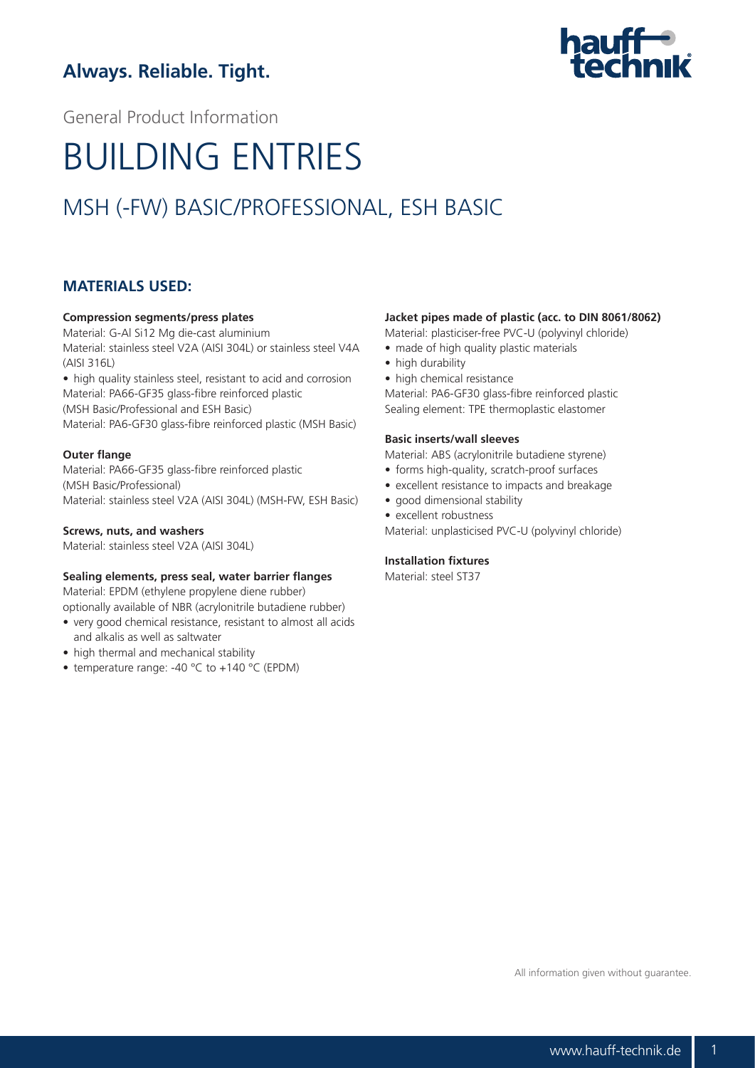**Always. Reliable. Tight.**

General Product Information

# BUILDING ENTRIES

## MSH (-FW) BASIC/PROFESSIONAL, ESH BASIC

### MATERIALS USED:

**Compression segments/press plates**

Material: G-Al Si12 Mg die-cast aluminium

Material: stainless steel V2A (AISI 304L) or stainless steel V4A (AISI 316L)

- high quality stainless steel, resistant to acid and corrosion

Material: PA66-GF35 glass-fibre reinforced plastic (MSH Basic/Professional and ESH Basic)

Material: PA6-GF30 glass-fibre reinforced plastic (MSH Basic)

**Outer flange**

Material: PA66-GF35 glass-fibre reinforced plastic (MSH Basic/Professional)

Material: stainless steel V2A (AISI 304L) (MSH-FW, ESH Basic)

**Screws, nuts, and washers**

Material: stainless steel V2A (AISI 304L)

**Sealing elements, press seal, water barrier flanges**

Material: EPDM (ethylene propylene diene rubber)
optionally available of NBR (acrylonitrile butadiene rubber)

- very good chemical resistance, resistant to almost all acids and alkalis as well as saltwater
- high thermal and mechanical stability
- temperature range: -40 °C to +140 °C (EPDM)

**Jacket pipes made of plastic (acc. to DIN 8061/8062)**

Material: plasticiser-free PVC-U (polyvinyl chloride)

- made of high quality plastic materials
- high durability
- high chemical resistance

Material: PA6-GF30 glass-fibre reinforced plastic

Sealing element: TPE thermoplastic elastomer

**Basic inserts/wall sleeves**

Material: ABS (acrylonitrile butadiene styrene)

- forms high-quality, scratch-proof surfaces
- excellent resistance to impacts and breakage
- good dimensional stability
- excellent robustness

Material: unplasticised PVC-U (polyvinyl chloride)

**Installation fixtures**

Material: steel ST37

All information given without guarantee.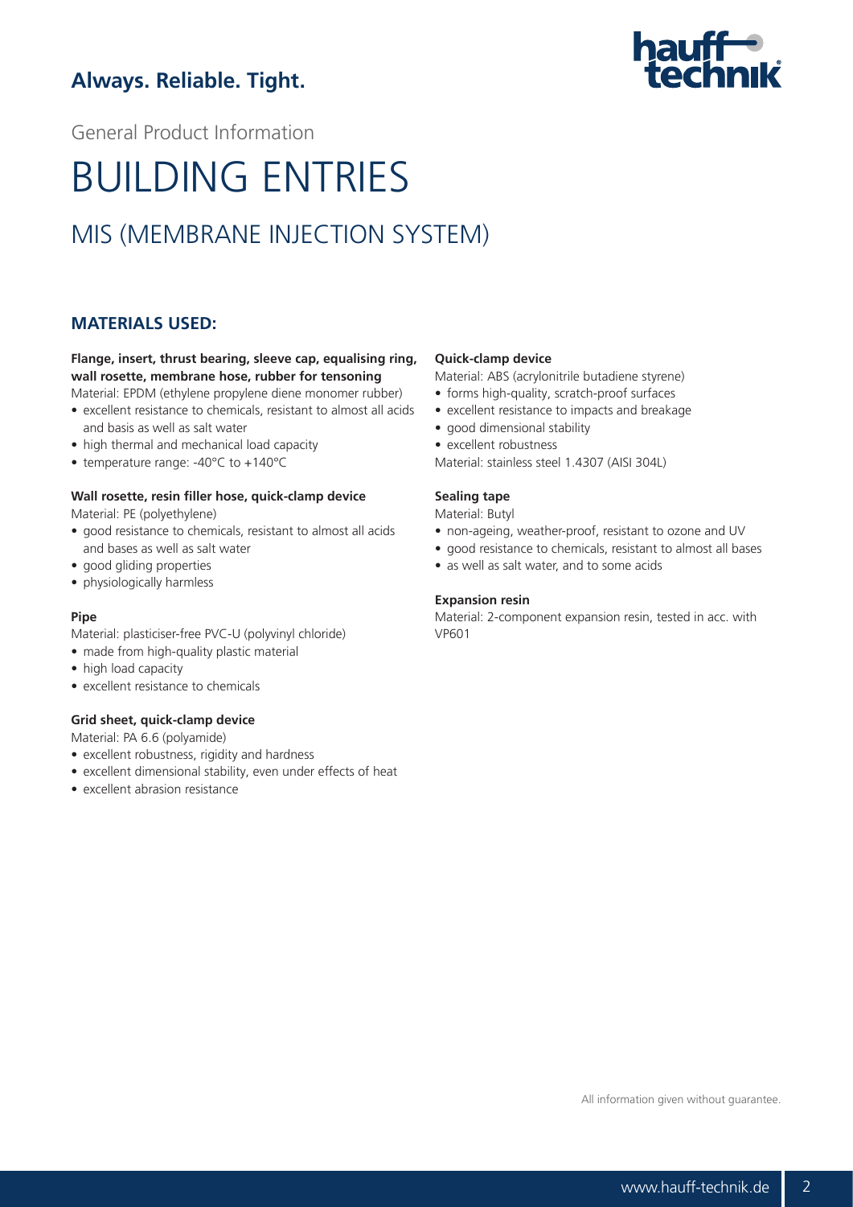**Always. Reliable. Tight.**

General Product Information

# BUILDING ENTRIES

## MIS (MEMBRANE INJECTION SYSTEM)

### MATERIALS USED:

**Flange, insert, thrust bearing, sleeve cap, equalising ring, wall rosette, membrane hose, rubber for tensoning**

Material: EPDM (ethylene propylene diene monomer rubber)

- excellent resistance to chemicals, resistant to almost all acids and basis as well as salt water
- high thermal and mechanical load capacity
- temperature range: -40°C to +140°C

**Wall rosette, resin filler hose, quick-clamp device**

Material: PE (polyethylene)

- good resistance to chemicals, resistant to almost all acids and bases as well as salt water
- good gliding properties
- physiologically harmless

**Pipe**

Material: plasticiser-free PVC-U (polyvinyl chloride)

- made from high-quality plastic material
- high load capacity
- excellent resistance to chemicals

**Grid sheet, quick-clamp device**

Material: PA 6.6 (polyamide)

- excellent robustness, rigidity and hardness
- excellent dimensional stability, even under effects of heat
- excellent abrasion resistance

**Quick-clamp device**

Material: ABS (acrylonitrile butadiene styrene)

- forms high-quality, scratch-proof surfaces
- excellent resistance to impacts and breakage
- good dimensional stability
- excellent robustness

Material: stainless steel 1.4307 (AISI 304L)

**Sealing tape**

Material: Butyl

- non-ageing, weather-proof, resistant to ozone and UV
- good resistance to chemicals, resistant to almost all bases
- as well as salt water, and to some acids

**Expansion resin**

Material: 2-component expansion resin, tested in acc. with VP601

All information given without guarantee.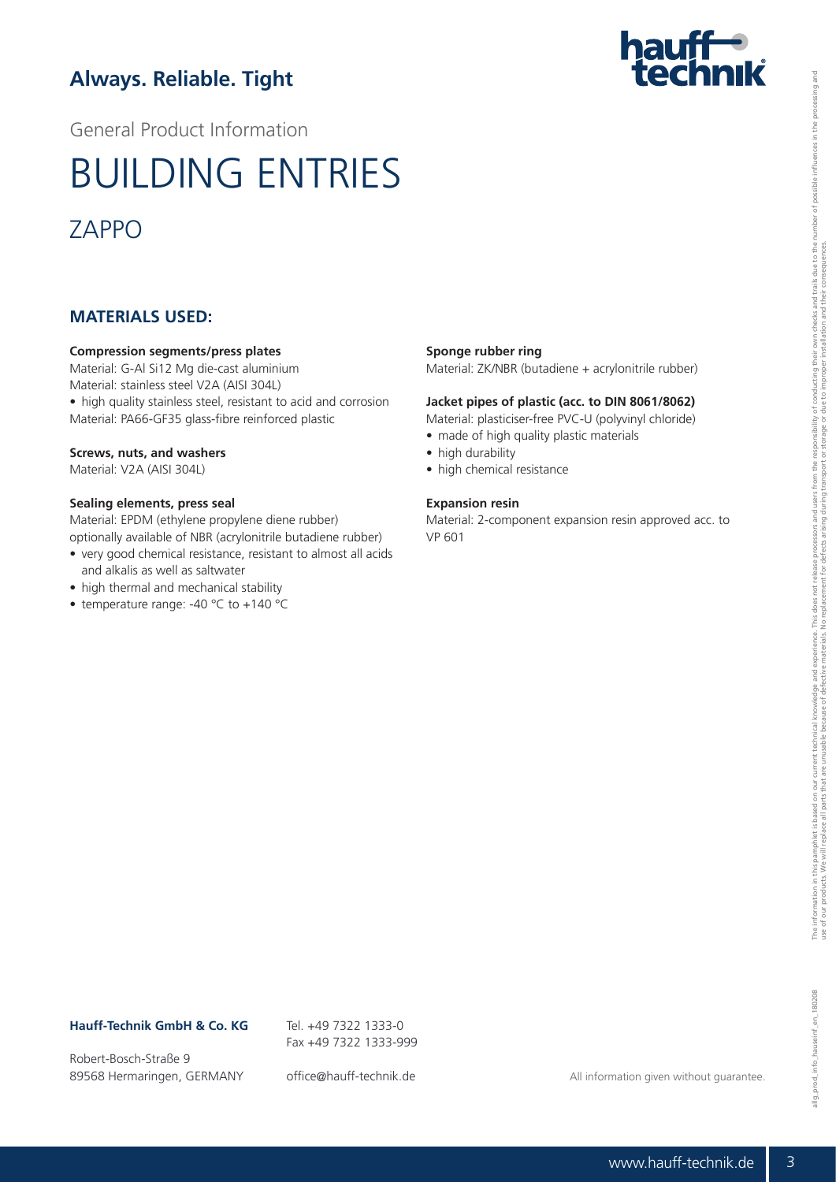**Always. Reliable. Tight**

General Product Information

# BUILDING ENTRIES

## ZAPPO

### MATERIALS USED:

**Compression segments/press plates**
Material: G-Al Si12 Mg die-cast aluminium
Material: stainless steel V2A (AISI 304L)
- high quality stainless steel, resistant to acid and corrosion

Material: PA66-GF35 glass-fibre reinforced plastic

**Screws, nuts, and washers**
Material: V2A (AISI 304L)

**Sealing elements, press seal**
Material: EPDM (ethylene propylene diene rubber)
optionally available of NBR (acrylonitrile butadiene rubber)
- very good chemical resistance, resistant to almost all acids and alkalis as well as saltwater
- high thermal and mechanical stability
- temperature range: -40 °C to +140 °C

**Sponge rubber ring**
Material: ZK/NBR (butadiene + acrylonitrile rubber)

**Jacket pipes of plastic (acc. to DIN 8061/8062)**
Material: plasticiser-free PVC-U (polyvinyl chloride)
- made of high quality plastic materials
- high durability
- high chemical resistance

**Expansion resin**
Material: 2-component expansion resin approved acc. to VP 601

The information in this pamphlet is based on our current technical knowledge and experience. This does not release processors and users from the responsibility of conducting their own checks and trails due to the number of possible influences in the processing and use of our products. We will replace all parts that are unusable because of defective materials. No replacement for defects arising during transport or storage or due to improper installation and their consequences.

**Hauff-Technik GmbH & Co. KG**

Robert-Bosch-Straße 9
89568 Hermaringen, GERMANY

Tel. +49 7322 1333-0
Fax +49 7322 1333-999

office@hauff-technik.de

All information given without guarantee.

allg_prod_info_hauseinf_en_180208

www.hauff-technik.de